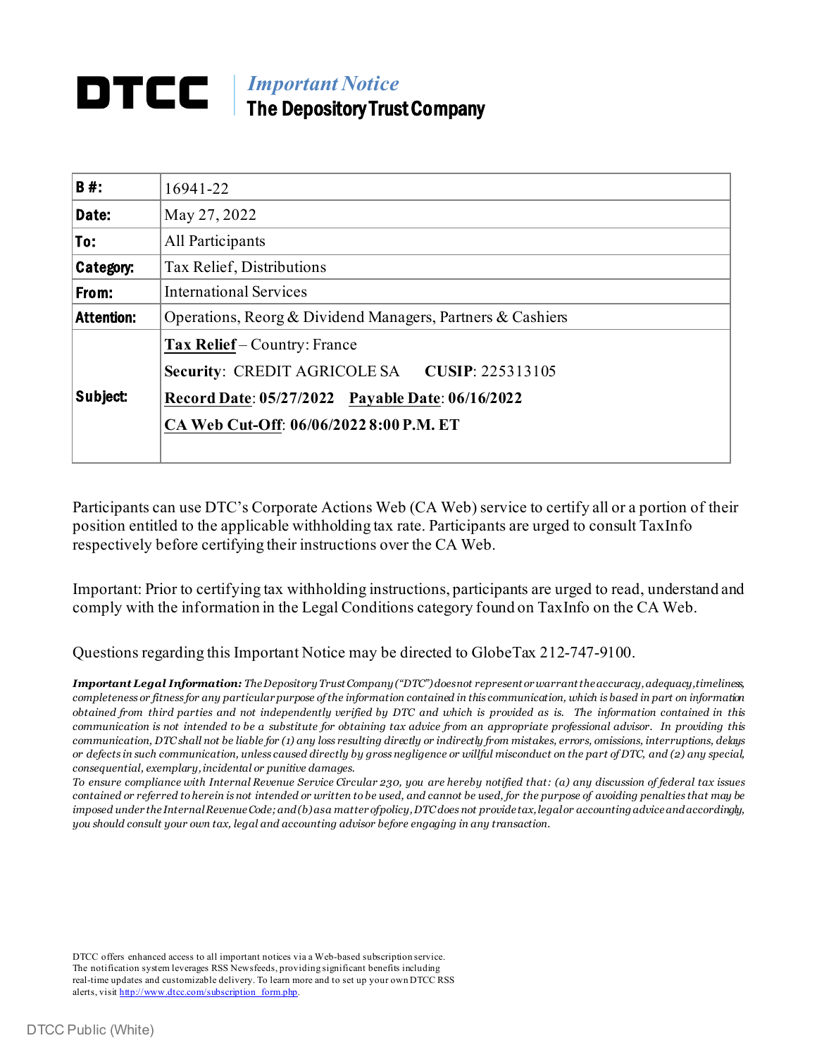# DTCC

*Important Notice*
**The Depository Trust Company**

| | |
|---|---|
| **B #:** | 16941-22 |
| **Date:** | May 27, 2022 |
| **To:** | All Participants |
| **Category:** | Tax Relief, Distributions |
| **From:** | International Services |
| **Attention:** | Operations, Reorg & Dividend Managers, Partners & Cashiers |
| **Subject:** | **Tax Relief** – Country: France<br>**Security**: CREDIT AGRICOLE SA **CUSIP**: 225313105<br>**Record Date**: **05/27/2022** **Payable Date**: **06/16/2022**<br>**CA Web Cut-Off**: **06/06/2022 8:00 P.M. ET** |

Participants can use DTC's Corporate Actions Web (CA Web) service to certify all or a portion of their position entitled to the applicable withholding tax rate. Participants are urged to consult TaxInfo respectively before certifying their instructions over the CA Web.

Important: Prior to certifying tax withholding instructions, participants are urged to read, understand and comply with the information in the Legal Conditions category found on TaxInfo on the CA Web.

Questions regarding this Important Notice may be directed to GlobeTax 212-747-9100.

***Important Legal Information:*** *The Depository Trust Company ("DTC") does not represent or warrant the accuracy, adequacy, timeliness, completeness or fitness for any particular purpose of the information contained in this communication, which is based in part on information obtained from third parties and not independently verified by DTC and which is provided as is. The information contained in this communication is not intended to be a substitute for obtaining tax advice from an appropriate professional advisor. In providing this communication, DTC shall not be liable for (1) any loss resulting directly or indirectly from mistakes, errors, omissions, interruptions, delays or defects in such communication, unless caused directly by gross negligence or willful misconduct on the part of DTC, and (2) any special, consequential, exemplary, incidental or punitive damages.*

*To ensure compliance with Internal Revenue Service Circular 230, you are hereby notified that: (a) any discussion of federal tax issues contained or referred to herein is not intended or written to be used, and cannot be used, for the purpose of avoiding penalties that may be imposed under the Internal Revenue Code; and (b) as a matter of policy, DTC does not provide tax, legal or accounting advice and accordingly, you should consult your own tax, legal and accounting advisor before engaging in any transaction.*

DTCC offers enhanced access to all important notices via a Web-based subscription service. The notification system leverages RSS Newsfeeds, providing significant benefits including real-time updates and customizable delivery. To learn more and to set up your own DTCC RSS alerts, visit http://www.dtcc.com/subscription_form.php.

DTCC Public (White)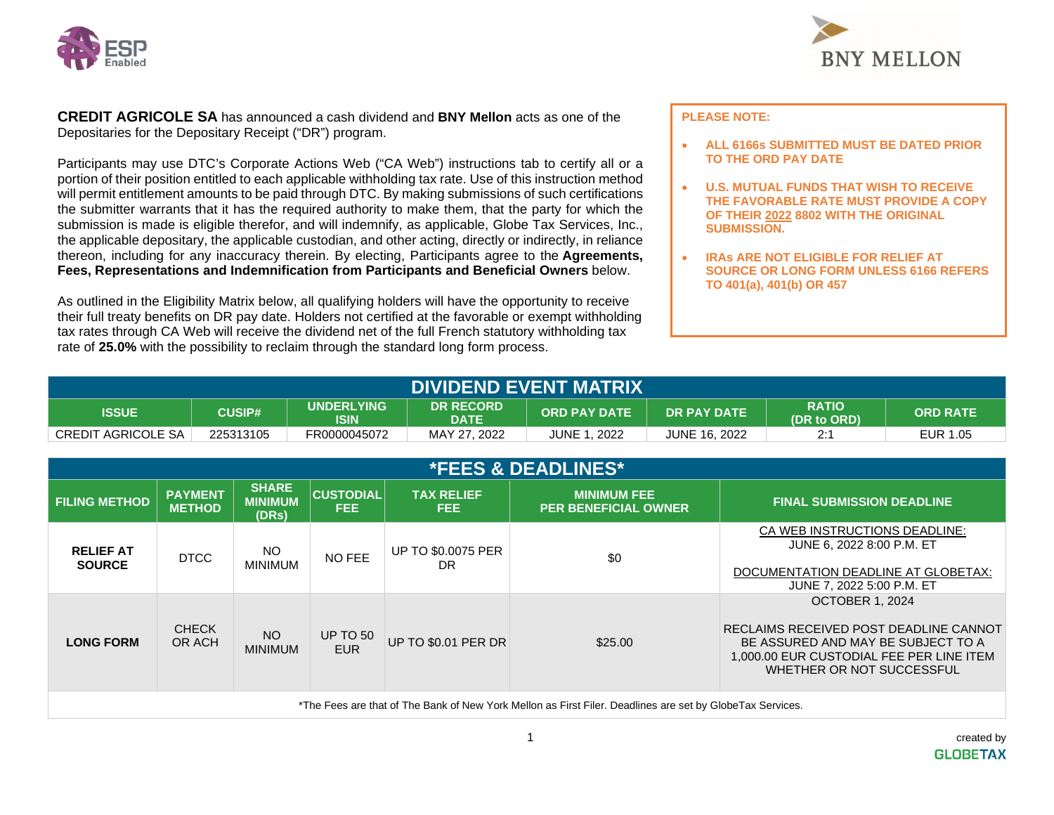**CREDIT AGRICOLE SA** has announced a cash dividend and **BNY Mellon** acts as one of the Depositaries for the Depositary Receipt ("DR") program.

Participants may use DTC's Corporate Actions Web ("CA Web") instructions tab to certify all or a portion of their position entitled to each applicable withholding tax rate. Use of this instruction method will permit entitlement amounts to be paid through DTC. By making submissions of such certifications the submitter warrants that it has the required authority to make them, that the party for which the submission is made is eligible therefor, and will indemnify, as applicable, Globe Tax Services, Inc., the applicable depositary, the applicable custodian, and other acting, directly or indirectly, in reliance thereon, including for any inaccuracy therein. By electing, Participants agree to the **Agreements, Fees, Representations and Indemnification from Participants and Beneficial Owners** below.

As outlined in the Eligibility Matrix below, all qualifying holders will have the opportunity to receive their full treaty benefits on DR pay date. Holders not certified at the favorable or exempt withholding tax rates through CA Web will receive the dividend net of the full French statutory withholding tax rate of **25.0%** with the possibility to reclaim through the standard long form process.

**PLEASE NOTE:**

- **ALL 6166s SUBMITTED MUST BE DATED PRIOR TO THE ORD PAY DATE**
- **U.S. MUTUAL FUNDS THAT WISH TO RECEIVE THE FAVORABLE RATE MUST PROVIDE A COPY OF THEIR 2022 8802 WITH THE ORIGINAL SUBMISSION.**
- **IRAs ARE NOT ELIGIBLE FOR RELIEF AT SOURCE OR LONG FORM UNLESS 6166 REFERS TO 401(a), 401(b) OR 457**

## DIVIDEND EVENT MATRIX

| ISSUE | CUSIP# | UNDERLYING ISIN | DR RECORD DATE | ORD PAY DATE | DR PAY DATE | RATIO (DR to ORD) | ORD RATE |
|---|---|---|---|---|---|---|---|
| CREDIT AGRICOLE SA | 225313105 | FR0000045072 | MAY 27, 2022 | JUNE 1, 2022 | JUNE 16, 2022 | 2:1 | EUR 1.05 |

## *FEES & DEADLINES*

| FILING METHOD | PAYMENT METHOD | SHARE MINIMUM (DRs) | CUSTODIAL FEE | TAX RELIEF FEE | MINIMUM FEE PER BENEFICIAL OWNER | FINAL SUBMISSION DEADLINE |
|---|---|---|---|---|---|---|
| **RELIEF AT SOURCE** | DTCC | NO MINIMUM | NO FEE | UP TO $0.0075 PER DR | $0 | CA WEB INSTRUCTIONS DEADLINE: JUNE 6, 2022 8:00 P.M. ET<br><br>DOCUMENTATION DEADLINE AT GLOBETAX: JUNE 7, 2022 5:00 P.M. ET |
| **LONG FORM** | CHECK OR ACH | NO MINIMUM | UP TO 50 EUR | UP TO $0.01 PER DR | $25.00 | OCTOBER 1, 2024<br><br>RECLAIMS RECEIVED POST DEADLINE CANNOT BE ASSURED AND MAY BE SUBJECT TO A 1,000.00 EUR CUSTODIAL FEE PER LINE ITEM WHETHER OR NOT SUCCESSFUL |

*The Fees are that of The Bank of New York Mellon as First Filer. Deadlines are set by GlobeTax Services.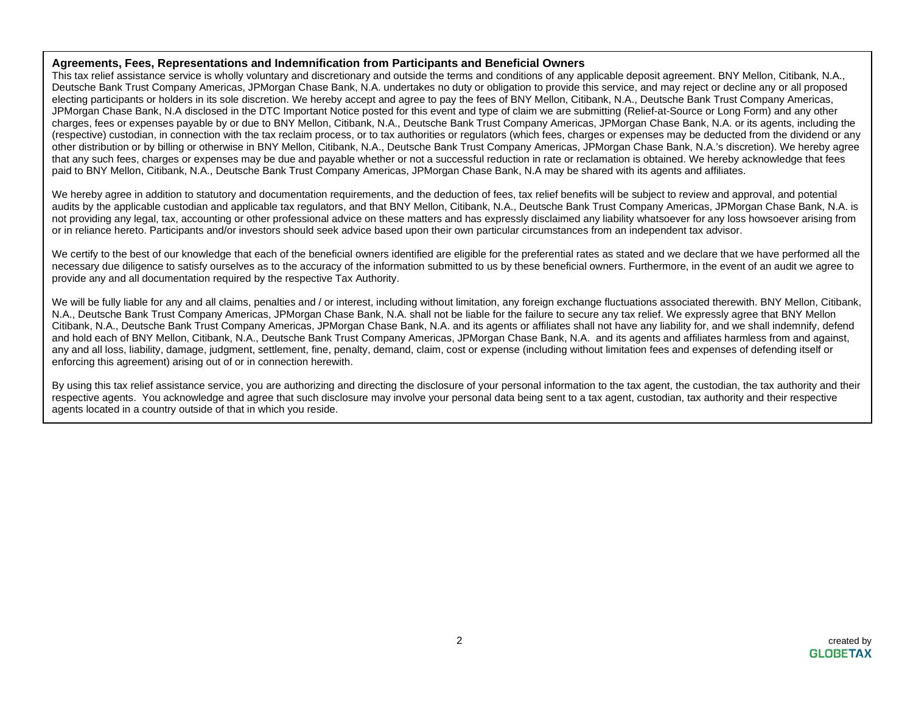**Agreements, Fees, Representations and Indemnification from Participants and Beneficial Owners**

This tax relief assistance service is wholly voluntary and discretionary and outside the terms and conditions of any applicable deposit agreement. BNY Mellon, Citibank, N.A., Deutsche Bank Trust Company Americas, JPMorgan Chase Bank, N.A. undertakes no duty or obligation to provide this service, and may reject or decline any or all proposed electing participants or holders in its sole discretion. We hereby accept and agree to pay the fees of BNY Mellon, Citibank, N.A., Deutsche Bank Trust Company Americas, JPMorgan Chase Bank, N.A disclosed in the DTC Important Notice posted for this event and type of claim we are submitting (Relief-at-Source or Long Form) and any other charges, fees or expenses payable by or due to BNY Mellon, Citibank, N.A., Deutsche Bank Trust Company Americas, JPMorgan Chase Bank, N.A. or its agents, including the (respective) custodian, in connection with the tax reclaim process, or to tax authorities or regulators (which fees, charges or expenses may be deducted from the dividend or any other distribution or by billing or otherwise in BNY Mellon, Citibank, N.A., Deutsche Bank Trust Company Americas, JPMorgan Chase Bank, N.A.'s discretion). We hereby agree that any such fees, charges or expenses may be due and payable whether or not a successful reduction in rate or reclamation is obtained. We hereby acknowledge that fees paid to BNY Mellon, Citibank, N.A., Deutsche Bank Trust Company Americas, JPMorgan Chase Bank, N.A may be shared with its agents and affiliates.

We hereby agree in addition to statutory and documentation requirements, and the deduction of fees, tax relief benefits will be subject to review and approval, and potential audits by the applicable custodian and applicable tax regulators, and that BNY Mellon, Citibank, N.A., Deutsche Bank Trust Company Americas, JPMorgan Chase Bank, N.A. is not providing any legal, tax, accounting or other professional advice on these matters and has expressly disclaimed any liability whatsoever for any loss howsoever arising from or in reliance hereto. Participants and/or investors should seek advice based upon their own particular circumstances from an independent tax advisor.

We certify to the best of our knowledge that each of the beneficial owners identified are eligible for the preferential rates as stated and we declare that we have performed all the necessary due diligence to satisfy ourselves as to the accuracy of the information submitted to us by these beneficial owners. Furthermore, in the event of an audit we agree to provide any and all documentation required by the respective Tax Authority.

We will be fully liable for any and all claims, penalties and / or interest, including without limitation, any foreign exchange fluctuations associated therewith. BNY Mellon, Citibank, N.A., Deutsche Bank Trust Company Americas, JPMorgan Chase Bank, N.A. shall not be liable for the failure to secure any tax relief. We expressly agree that BNY Mellon Citibank, N.A., Deutsche Bank Trust Company Americas, JPMorgan Chase Bank, N.A. and its agents or affiliates shall not have any liability for, and we shall indemnify, defend and hold each of BNY Mellon, Citibank, N.A., Deutsche Bank Trust Company Americas, JPMorgan Chase Bank, N.A. and its agents and affiliates harmless from and against, any and all loss, liability, damage, judgment, settlement, fine, penalty, demand, claim, cost or expense (including without limitation fees and expenses of defending itself or enforcing this agreement) arising out of or in connection herewith.

By using this tax relief assistance service, you are authorizing and directing the disclosure of your personal information to the tax agent, the custodian, the tax authority and their respective agents. You acknowledge and agree that such disclosure may involve your personal data being sent to a tax agent, custodian, tax authority and their respective agents located in a country outside of that in which you reside.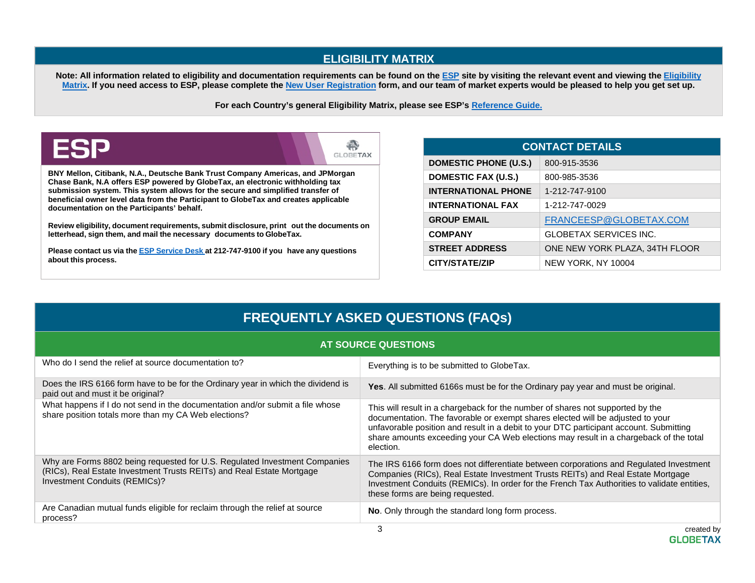## ELIGIBILITY MATRIX

**Note: All information related to eligibility and documentation requirements can be found on the ESP site by visiting the relevant event and viewing the Eligibility Matrix. If you need access to ESP, please complete the New User Registration form, and our team of market experts would be pleased to help you get set up.**

**For each Country's general Eligibility Matrix, please see ESP's Reference Guide.**

**ESP** GLOBETAX

**BNY Mellon, Citibank, N.A., Deutsche Bank Trust Company Americas, and JPMorgan Chase Bank, N.A offers ESP powered by GlobeTax, an electronic withholding tax submission system. This system allows for the secure and simplified transfer of beneficial owner level data from the Participant to GlobeTax and creates applicable documentation on the Participants' behalf.**

**Review eligibility, document requirements, submit disclosure, print out the documents on letterhead, sign them, and mail the necessary documents to GlobeTax.**

**Please contact us via the ESP Service Desk at 212-747-9100 if you have any questions about this process.**

| CONTACT DETAILS | |
|---|---|
| **DOMESTIC PHONE (U.S.)** | 800-915-3536 |
| **DOMESTIC FAX (U.S.)** | 800-985-3536 |
| **INTERNATIONAL PHONE** | 1-212-747-9100 |
| **INTERNATIONAL FAX** | 1-212-747-0029 |
| **GROUP EMAIL** | FRANCEESP@GLOBETAX.COM |
| **COMPANY** | GLOBETAX SERVICES INC. |
| **STREET ADDRESS** | ONE NEW YORK PLAZA, 34TH FLOOR |
| **CITY/STATE/ZIP** | NEW YORK, NY 10004 |

## FREQUENTLY ASKED QUESTIONS (FAQs)

### AT SOURCE QUESTIONS

| | |
|---|---|
| Who do I send the relief at source documentation to? | Everything is to be submitted to GlobeTax. |
| Does the IRS 6166 form have to be for the Ordinary year in which the dividend is paid out and must it be original? | **Yes**. All submitted 6166s must be for the Ordinary pay year and must be original. |
| What happens if I do not send in the documentation and/or submit a file whose share position totals more than my CA Web elections? | This will result in a chargeback for the number of shares not supported by the documentation. The favorable or exempt shares elected will be adjusted to your unfavorable position and result in a debit to your DTC participant account. Submitting share amounts exceeding your CA Web elections may result in a chargeback of the total election. |
| Why are Forms 8802 being requested for U.S. Regulated Investment Companies (RICs), Real Estate Investment Trusts REITs) and Real Estate Mortgage Investment Conduits (REMICs)? | The IRS 6166 form does not differentiate between corporations and Regulated Investment Companies (RICs), Real Estate Investment Trusts REITs) and Real Estate Mortgage Investment Conduits (REMICs). In order for the French Tax Authorities to validate entities, these forms are being requested. |
| Are Canadian mutual funds eligible for reclaim through the relief at source process? | **No**. Only through the standard long form process. |

created by GLOBETAX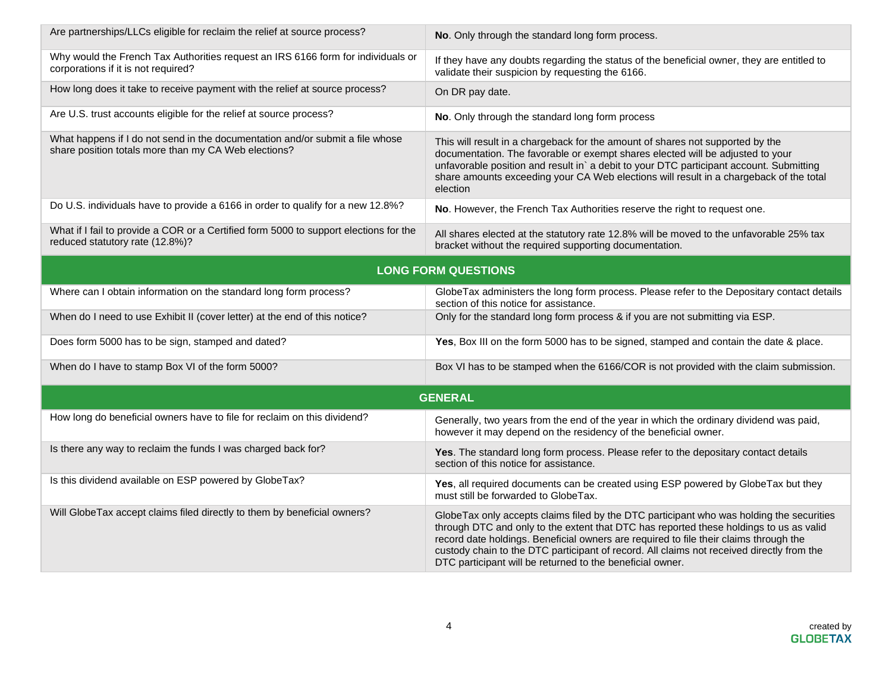| | |
|---|---|
| Are partnerships/LLCs eligible for reclaim the relief at source process? | **No**. Only through the standard long form process. |
| Why would the French Tax Authorities request an IRS 6166 form for individuals or corporations if it is not required? | If they have any doubts regarding the status of the beneficial owner, they are entitled to validate their suspicion by requesting the 6166. |
| How long does it take to receive payment with the relief at source process? | On DR pay date. |
| Are U.S. trust accounts eligible for the relief at source process? | **No**. Only through the standard long form process |
| What happens if I do not send in the documentation and/or submit a file whose share position totals more than my CA Web elections? | This will result in a chargeback for the amount of shares not supported by the documentation. The favorable or exempt shares elected will be adjusted to your unfavorable position and result in` a debit to your DTC participant account. Submitting share amounts exceeding your CA Web elections will result in a chargeback of the total election |
| Do U.S. individuals have to provide a 6166 in order to qualify for a new 12.8%? | **No**. However, the French Tax Authorities reserve the right to request one. |
| What if I fail to provide a COR or a Certified form 5000 to support elections for the reduced statutory rate (12.8%)? | All shares elected at the statutory rate 12.8% will be moved to the unfavorable 25% tax bracket without the required supporting documentation. |
| **LONG FORM QUESTIONS** | |
| Where can I obtain information on the standard long form process? | GlobeTax administers the long form process. Please refer to the Depositary contact details section of this notice for assistance. |
| When do I need to use Exhibit II (cover letter) at the end of this notice? | Only for the standard long form process & if you are not submitting via ESP. |
| Does form 5000 has to be sign, stamped and dated? | **Yes**, Box III on the form 5000 has to be signed, stamped and contain the date & place. |
| When do I have to stamp Box VI of the form 5000? | Box VI has to be stamped when the 6166/COR is not provided with the claim submission. |
| **GENERAL** | |
| How long do beneficial owners have to file for reclaim on this dividend? | Generally, two years from the end of the year in which the ordinary dividend was paid, however it may depend on the residency of the beneficial owner. |
| Is there any way to reclaim the funds I was charged back for? | **Yes**. The standard long form process. Please refer to the depositary contact details section of this notice for assistance. |
| Is this dividend available on ESP powered by GlobeTax? | **Yes**, all required documents can be created using ESP powered by GlobeTax but they must still be forwarded to GlobeTax. |
| Will GlobeTax accept claims filed directly to them by beneficial owners? | GlobeTax only accepts claims filed by the DTC participant who was holding the securities through DTC and only to the extent that DTC has reported these holdings to us as valid record date holdings. Beneficial owners are required to file their claims through the custody chain to the DTC participant of record. All claims not received directly from the DTC participant will be returned to the beneficial owner. |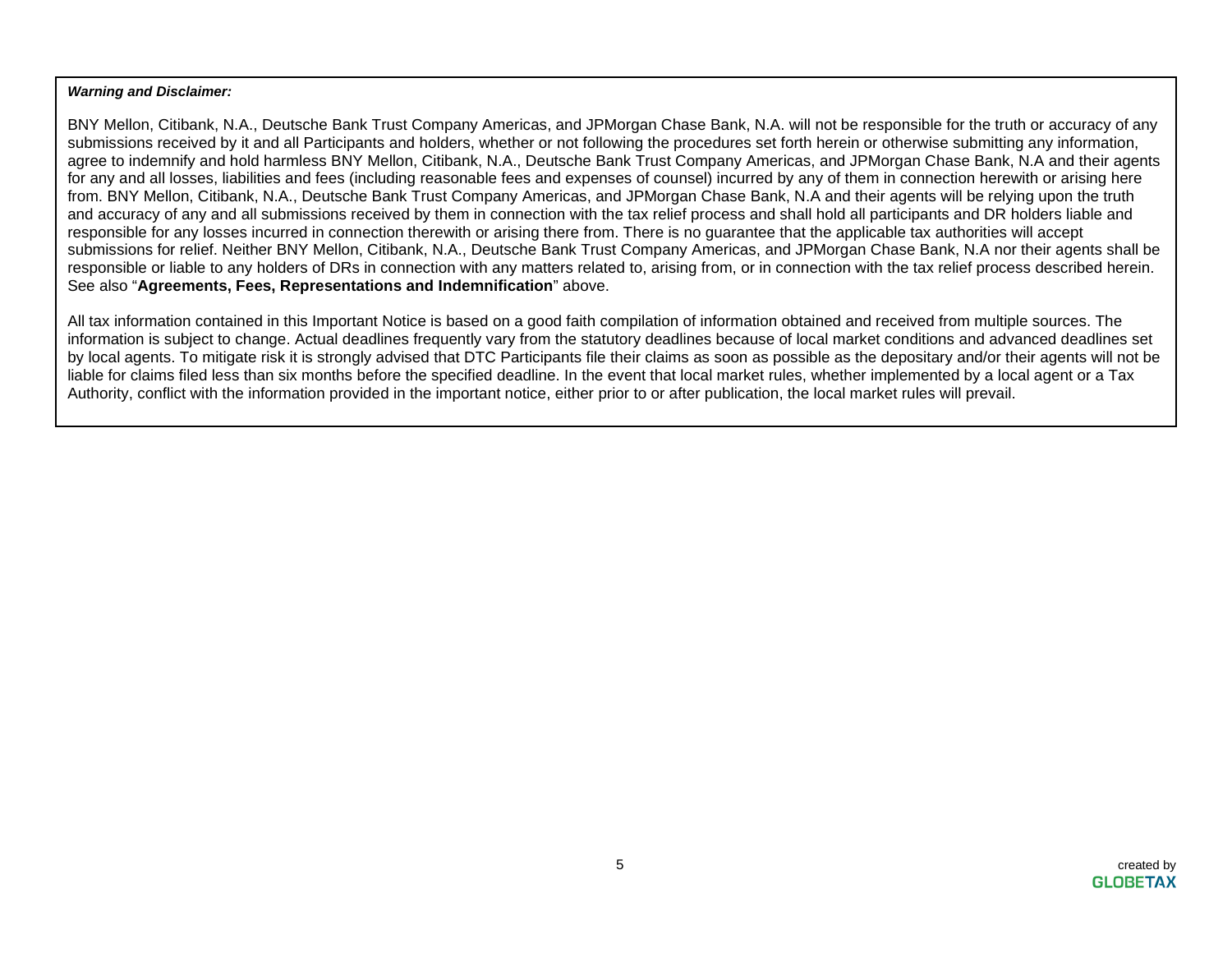***Warning and Disclaimer:***

BNY Mellon, Citibank, N.A., Deutsche Bank Trust Company Americas, and JPMorgan Chase Bank, N.A. will not be responsible for the truth or accuracy of any submissions received by it and all Participants and holders, whether or not following the procedures set forth herein or otherwise submitting any information, agree to indemnify and hold harmless BNY Mellon, Citibank, N.A., Deutsche Bank Trust Company Americas, and JPMorgan Chase Bank, N.A and their agents for any and all losses, liabilities and fees (including reasonable fees and expenses of counsel) incurred by any of them in connection herewith or arising here from. BNY Mellon, Citibank, N.A., Deutsche Bank Trust Company Americas, and JPMorgan Chase Bank, N.A and their agents will be relying upon the truth and accuracy of any and all submissions received by them in connection with the tax relief process and shall hold all participants and DR holders liable and responsible for any losses incurred in connection therewith or arising there from. There is no guarantee that the applicable tax authorities will accept submissions for relief. Neither BNY Mellon, Citibank, N.A., Deutsche Bank Trust Company Americas, and JPMorgan Chase Bank, N.A nor their agents shall be responsible or liable to any holders of DRs in connection with any matters related to, arising from, or in connection with the tax relief process described herein. See also "**Agreements, Fees, Representations and Indemnification**" above.

All tax information contained in this Important Notice is based on a good faith compilation of information obtained and received from multiple sources. The information is subject to change. Actual deadlines frequently vary from the statutory deadlines because of local market conditions and advanced deadlines set by local agents. To mitigate risk it is strongly advised that DTC Participants file their claims as soon as possible as the depositary and/or their agents will not be liable for claims filed less than six months before the specified deadline. In the event that local market rules, whether implemented by a local agent or a Tax Authority, conflict with the information provided in the important notice, either prior to or after publication, the local market rules will prevail.

created by
GLOBETAX